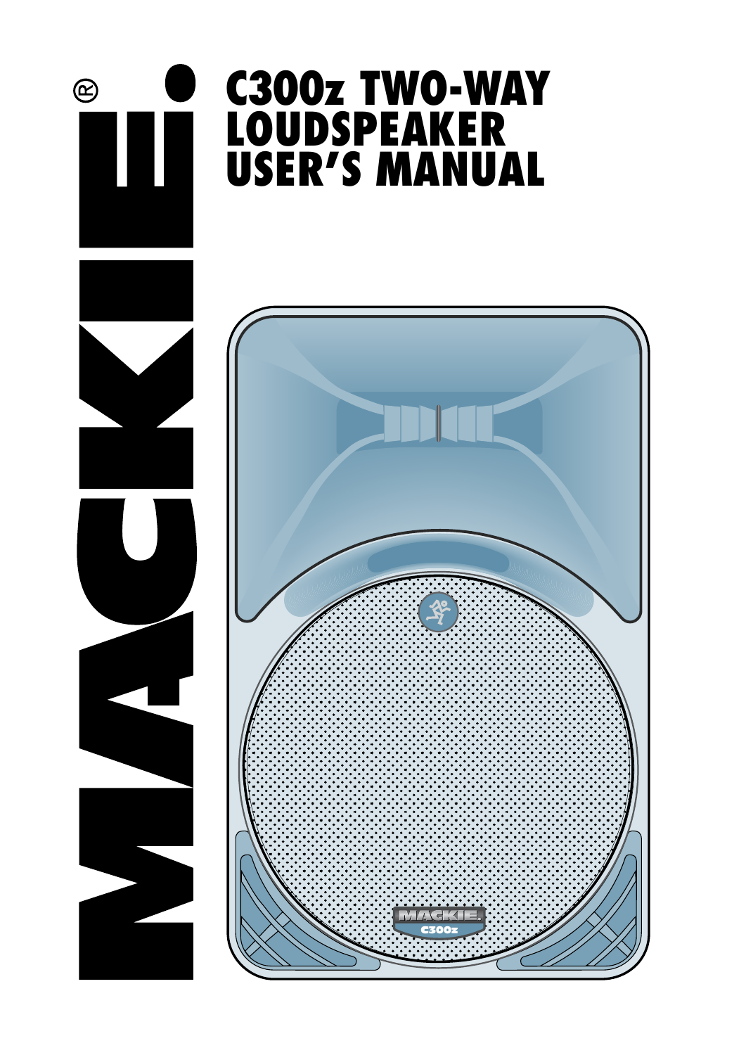# C300z TWO-WAY LOUDSPEAKER USER'S MANUAL

MACKIE®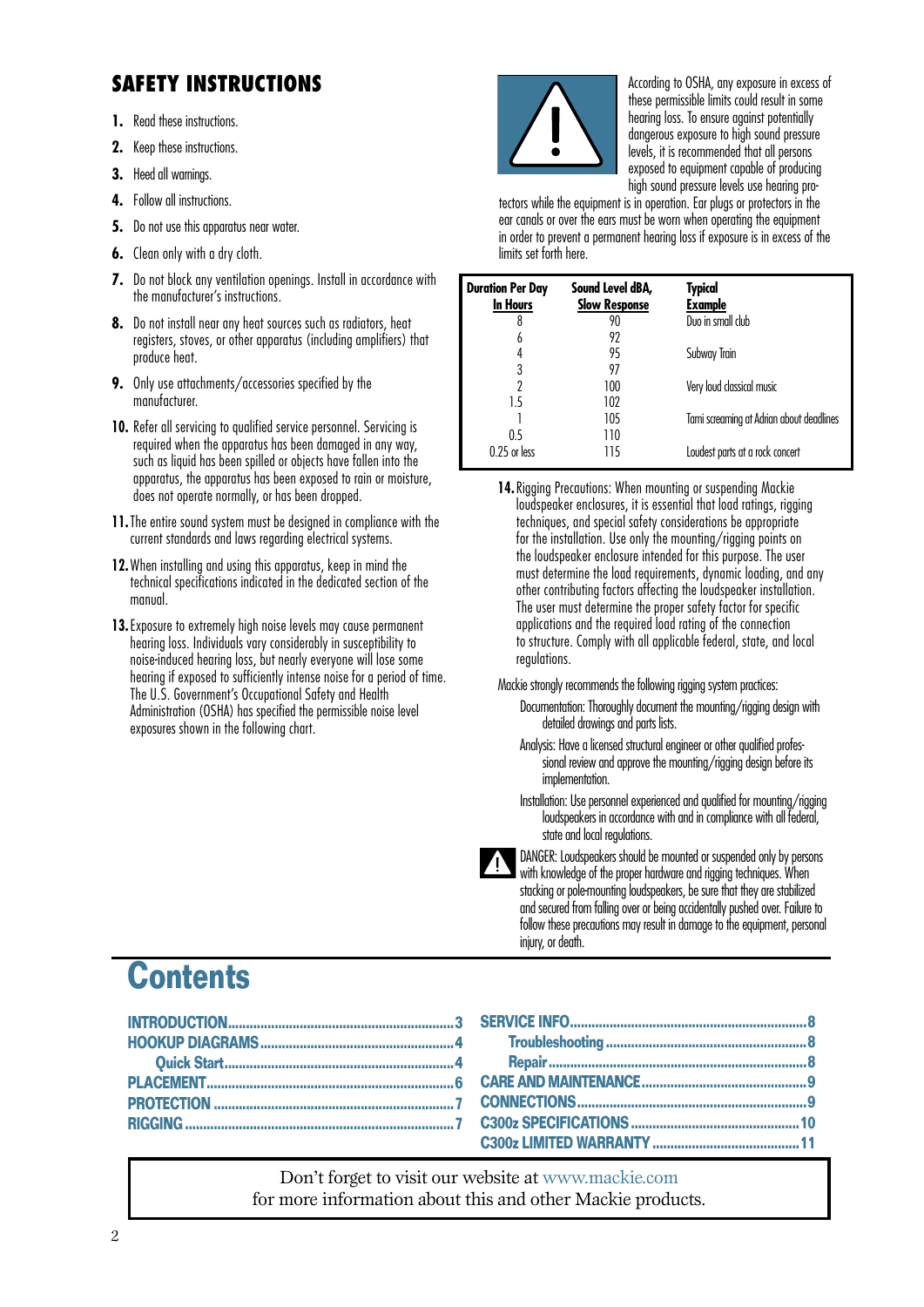## SAFETY INSTRUCTIONS

1. Read these instructions.
2. Keep these instructions.
3. Heed all warnings.
4. Follow all instructions.
5. Do not use this apparatus near water.
6. Clean only with a dry cloth.
7. Do not block any ventilation openings. Install in accordance with the manufacturer's instructions.
8. Do not install near any heat sources such as radiators, heat registers, stoves, or other apparatus (including amplifiers) that produce heat.
9. Only use attachments/accessories specified by the manufacturer.
10. Refer all servicing to qualified service personnel. Servicing is required when the apparatus has been damaged in any way, such as liquid has been spilled or objects have fallen into the apparatus, the apparatus has been exposed to rain or moisture, does not operate normally, or has been dropped.
11. The entire sound system must be designed in compliance with the current standards and laws regarding electrical systems.
12. When installing and using this apparatus, keep in mind the technical specifications indicated in the dedicated section of the manual.
13. Exposure to extremely high noise levels may cause permanent hearing loss. Individuals vary considerably in susceptibility to noise-induced hearing loss, but nearly everyone will lose some hearing if exposed to sufficiently intense noise for a period of time. The U.S. Government's Occupational Safety and Health Administration (OSHA) has specified the permissible noise level exposures shown in the following chart.

According to OSHA, any exposure in excess of these permissible limits could result in some hearing loss. To ensure against potentially dangerous exposure to high sound pressure levels, it is recommended that all persons exposed to equipment capable of producing high sound pressure levels use hearing protectors while the equipment is in operation. Ear plugs or protectors in the ear canals or over the ears must be worn when operating the equipment in order to prevent a permanent hearing loss if exposure is in excess of the limits set forth here.

| Duration Per Day In Hours | Sound Level dBA, Slow Response | Typical Example |
|---|---|---|
| 8 | 90 | Duo in small club |
| 6 | 92 | |
| 4 | 95 | Subway Train |
| 3 | 97 | |
| 2 | 100 | Very loud classical music |
| 1.5 | 102 | |
| 1 | 105 | Tami screaming at Adrian about deadlines |
| 0.5 | 110 | |
| 0.25 or less | 115 | Loudest parts at a rock concert |

14. Rigging Precautions: When mounting or suspending Mackie loudspeaker enclosures, it is essential that load ratings, rigging techniques, and special safety considerations be appropriate for the installation. Use only the mounting/rigging points on the loudspeaker enclosure intended for this purpose. The user must determine the load requirements, dynamic loading, and any other contributing factors affecting the loudspeaker installation. The user must determine the proper safety factor for specific applications and the required load rating of the connection to structure. Comply with all applicable federal, state, and local regulations.

Mackie strongly recommends the following rigging system practices:

Documentation: Thoroughly document the mounting/rigging design with detailed drawings and parts lists.

Analysis: Have a licensed structural engineer or other qualified professional review and approve the mounting/rigging design before its implementation.

Installation: Use personnel experienced and qualified for mounting/rigging loudspeakers in accordance with and in compliance with all federal, state and local regulations.

DANGER: Loudspeakers should be mounted or suspended only by persons with knowledge of the proper hardware and rigging techniques. When stacking or pole-mounting loudspeakers, be sure that they are stabilized and secured from falling over or being accidentally pushed over. Failure to follow these precautions may result in damage to the equipment, personal injury, or death.

# Contents

- INTRODUCTION ..... 3
- HOOKUP DIAGRAMS ..... 4
  - Quick Start ..... 4
- PLACEMENT ..... 6
- PROTECTION ..... 7
- RIGGING ..... 7
- SERVICE INFO ..... 8
  - Troubleshooting ..... 8
  - Repair ..... 8
- CARE AND MAINTENANCE ..... 9
- CONNECTIONS ..... 9
- C300z SPECIFICATIONS ..... 10
- C300z LIMITED WARRANTY ..... 11

Don't forget to visit our website at www.mackie.com for more information about this and other Mackie products.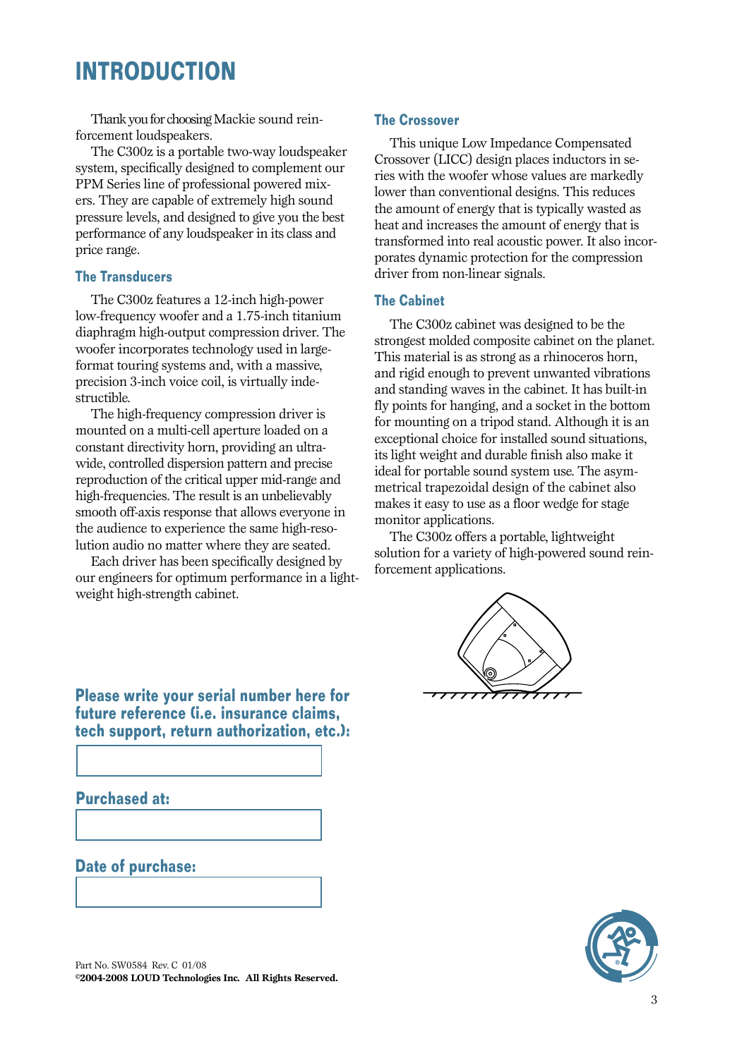# INTRODUCTION

Thank you for choosing Mackie sound reinforcement loudspeakers.

The C300z is a portable two-way loudspeaker system, specifically designed to complement our PPM Series line of professional powered mixers. They are capable of extremely high sound pressure levels, and designed to give you the best performance of any loudspeaker in its class and price range.

## The Transducers

The C300z features a 12-inch high-power low-frequency woofer and a 1.75-inch titanium diaphragm high-output compression driver. The woofer incorporates technology used in large-format touring systems and, with a massive, precision 3-inch voice coil, is virtually indestructible.

The high-frequency compression driver is mounted on a multi-cell aperture loaded on a constant directivity horn, providing an ultra-wide, controlled dispersion pattern and precise reproduction of the critical upper mid-range and high-frequencies. The result is an unbelievably smooth off-axis response that allows everyone in the audience to experience the same high-resolution audio no matter where they are seated.

Each driver has been specifically designed by our engineers for optimum performance in a lightweight high-strength cabinet.

## The Crossover

This unique Low Impedance Compensated Crossover (LICC) design places inductors in series with the woofer whose values are markedly lower than conventional designs. This reduces the amount of energy that is typically wasted as heat and increases the amount of energy that is transformed into real acoustic power. It also incorporates dynamic protection for the compression driver from non-linear signals.

## The Cabinet

The C300z cabinet was designed to be the strongest molded composite cabinet on the planet. This material is as strong as a rhinoceros horn, and rigid enough to prevent unwanted vibrations and standing waves in the cabinet. It has built-in fly points for hanging, and a socket in the bottom for mounting on a tripod stand. Although it is an exceptional choice for installed sound situations, its light weight and durable finish also make it ideal for portable sound system use. The asymmetrical trapezoidal design of the cabinet also makes it easy to use as a floor wedge for stage monitor applications.

The C300z offers a portable, lightweight solution for a variety of high-powered sound reinforcement applications.

**Please write your serial number here for future reference (i.e. insurance claims, tech support, return authorization, etc.):**

| |
|---|
| |

**Purchased at:**

| |
|---|
| |

**Date of purchase:**

| |
|---|
| |

Part No. SW0584 Rev. C 01/08
**©2004-2008 LOUD Technologies Inc. All Rights Reserved.**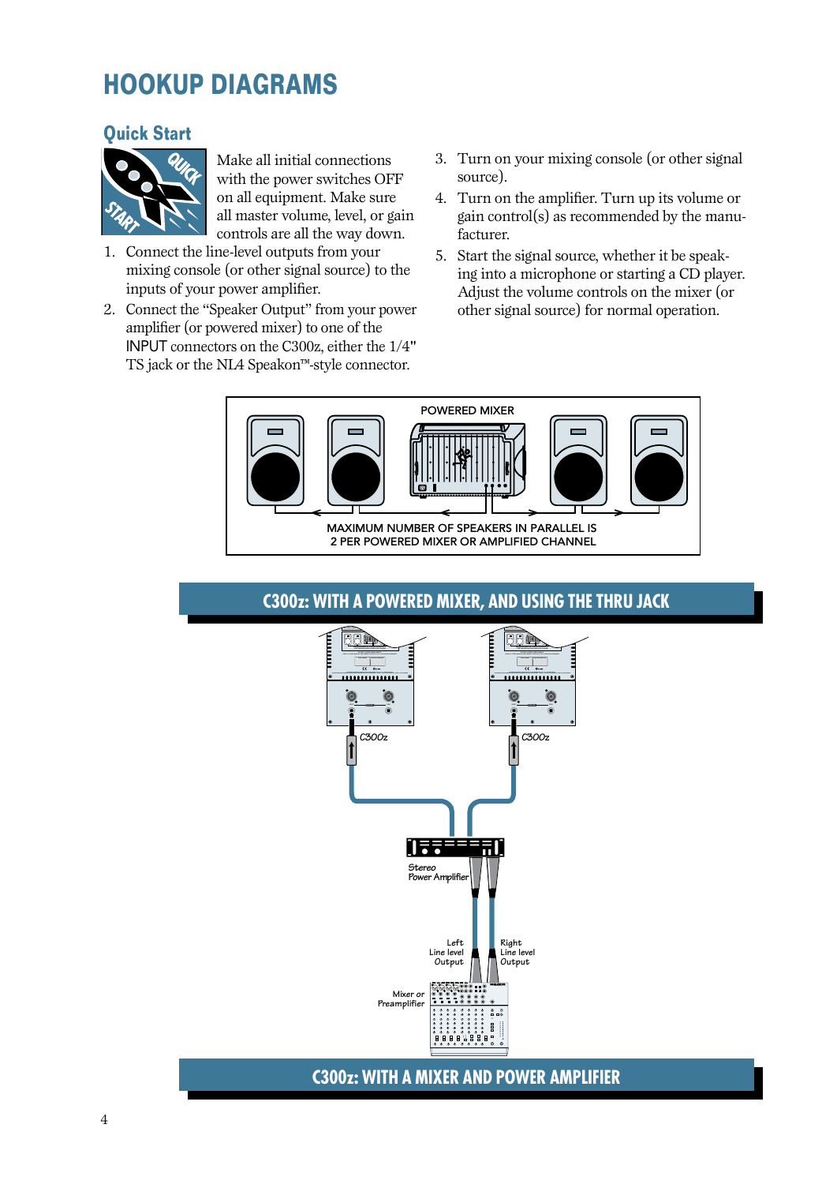# HOOKUP DIAGRAMS

## Quick Start

Make all initial connections with the power switches OFF on all equipment. Make sure all master volume, level, or gain controls are all the way down.

1. Connect the line-level outputs from your mixing console (or other signal source) to the inputs of your power amplifier.
2. Connect the "Speaker Output" from your power amplifier (or powered mixer) to one of the INPUT connectors on the C300z, either the 1/4" TS jack or the NL4 Speakon™-style connector.
3. Turn on your mixing console (or other signal source).
4. Turn on the amplifier. Turn up its volume or gain control(s) as recommended by the manufacturer.
5. Start the signal source, whether it be speaking into a microphone or starting a CD player. Adjust the volume controls on the mixer (or other signal source) for normal operation.

POWERED MIXER

MAXIMUM NUMBER OF SPEAKERS IN PARALLEL IS 2 PER POWERED MIXER OR AMPLIFIED CHANNEL

**C300z: WITH A POWERED MIXER, AND USING THE THRU JACK**

C300z C300z

Stereo Power Amplifier

Left Line level Output

Right Line level Output

Mixer or Preamplifier

**C300z: WITH A MIXER AND POWER AMPLIFIER**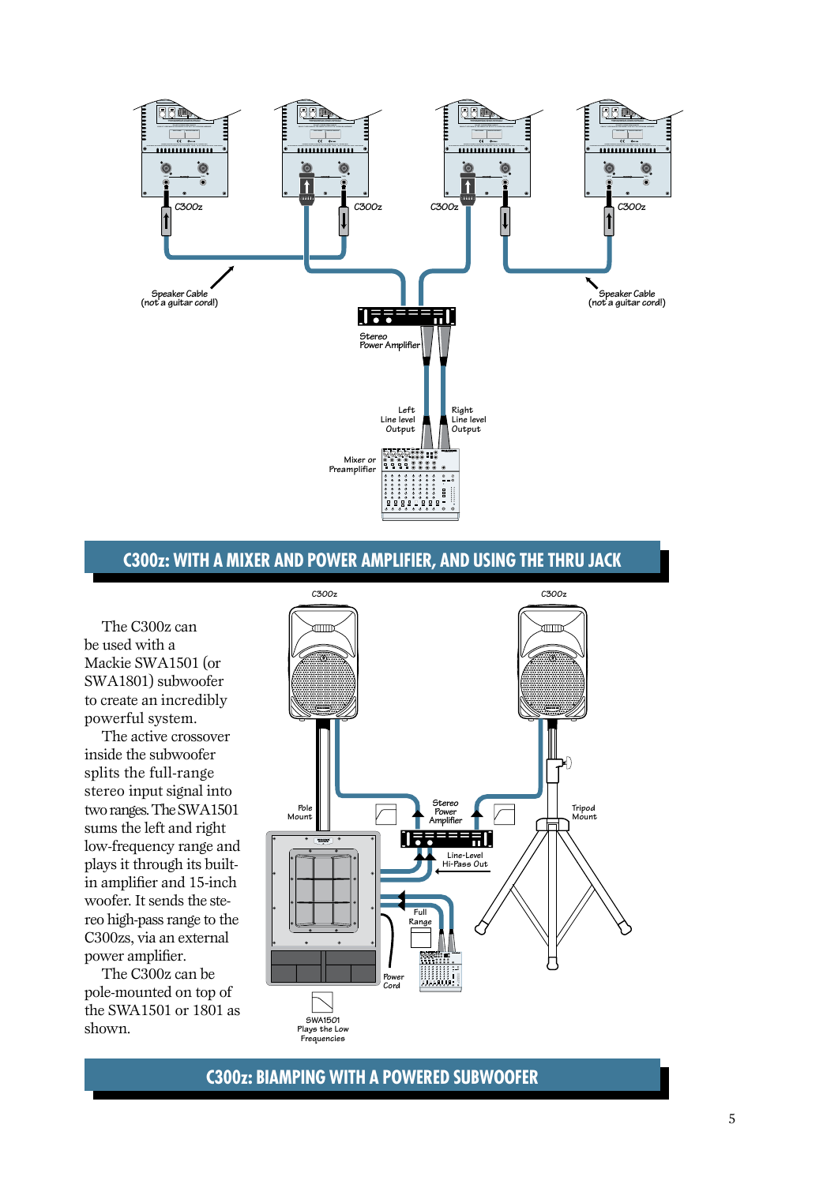## C300z: WITH A MIXER AND POWER AMPLIFIER, AND USING THE THRU JACK

The C300z can be used with a Mackie SWA1501 (or SWA1801) subwoofer to create an incredibly powerful system.

The active crossover inside the subwoofer splits the full-range stereo input signal into two ranges. The SWA1501 sums the left and right low-frequency range and plays it through its built-in amplifier and 15-inch woofer. It sends the stereo high-pass range to the C300zs, via an external power amplifier.

The C300z can be pole-mounted on top of the SWA1501 or 1801 as shown.

## C300z: BIAMPING WITH A POWERED SUBWOOFER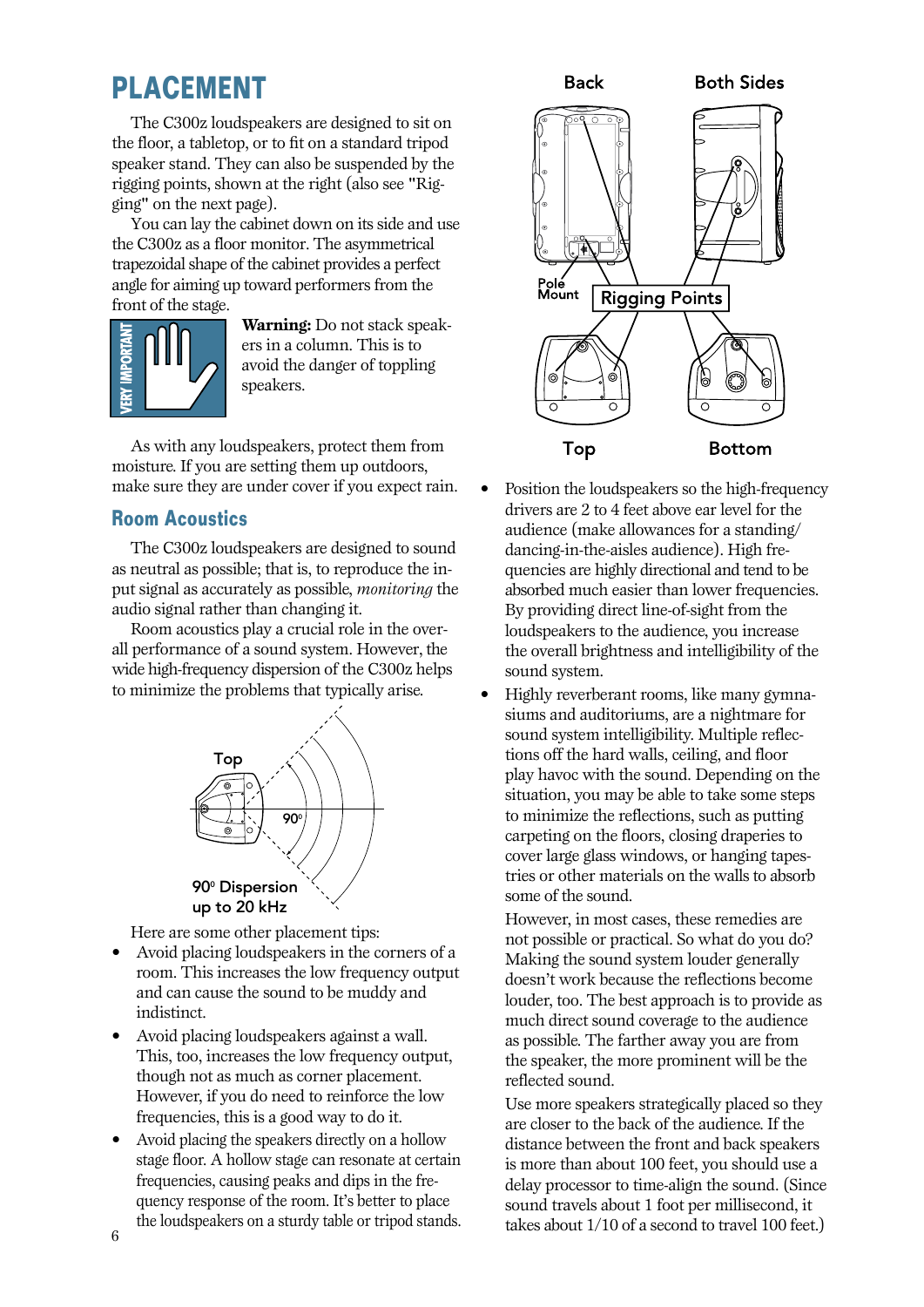# PLACEMENT

The C300z loudspeakers are designed to sit on the floor, a tabletop, or to fit on a standard tripod speaker stand. They can also be suspended by the rigging points, shown at the right (also see "Rigging" on the next page).

You can lay the cabinet down on its side and use the C300z as a floor monitor. The asymmetrical trapezoidal shape of the cabinet provides a perfect angle for aiming up toward performers from the front of the stage.

VERY IMPORTANT

**Warning:** Do not stack speakers in a column. This is to avoid the danger of toppling speakers.

As with any loudspeakers, protect them from moisture. If you are setting them up outdoors, make sure they are under cover if you expect rain.

## Room Acoustics

The C300z loudspeakers are designed to sound as neutral as possible; that is, to reproduce the input signal as accurately as possible, *monitoring* the audio signal rather than changing it.

Room acoustics play a crucial role in the overall performance of a sound system. However, the wide high-frequency dispersion of the C300z helps to minimize the problems that typically arise.

Top

90°

90° Dispersion up to 20 kHz

Here are some other placement tips:

- Avoid placing loudspeakers in the corners of a room. This increases the low frequency output and can cause the sound to be muddy and indistinct.
- Avoid placing loudspeakers against a wall. This, too, increases the low frequency output, though not as much as corner placement. However, if you do need to reinforce the low frequencies, this is a good way to do it.
- Avoid placing the speakers directly on a hollow stage floor. A hollow stage can resonate at certain frequencies, causing peaks and dips in the frequency response of the room. It's better to place the loudspeakers on a sturdy table or tripod stands.

Back | Both Sides | Pole Mount | Rigging Points | Top | Bottom

- Position the loudspeakers so the high-frequency drivers are 2 to 4 feet above ear level for the audience (make allowances for a standing/dancing-in-the-aisles audience). High frequencies are highly directional and tend to be absorbed much easier than lower frequencies. By providing direct line-of-sight from the loudspeakers to the audience, you increase the overall brightness and intelligibility of the sound system.
- Highly reverberant rooms, like many gymnasiums and auditoriums, are a nightmare for sound system intelligibility. Multiple reflections off the hard walls, ceiling, and floor play havoc with the sound. Depending on the situation, you may be able to take some steps to minimize the reflections, such as putting carpeting on the floors, closing draperies to cover large glass windows, or hanging tapestries or other materials on the walls to absorb some of the sound.

  However, in most cases, these remedies are not possible or practical. So what do you do? Making the sound system louder generally doesn't work because the reflections become louder, too. The best approach is to provide as much direct sound coverage to the audience as possible. The farther away you are from the speaker, the more prominent will be the reflected sound.

  Use more speakers strategically placed so they are closer to the back of the audience. If the distance between the front and back speakers is more than about 100 feet, you should use a delay processor to time-align the sound. (Since sound travels about 1 foot per millisecond, it takes about 1/10 of a second to travel 100 feet.)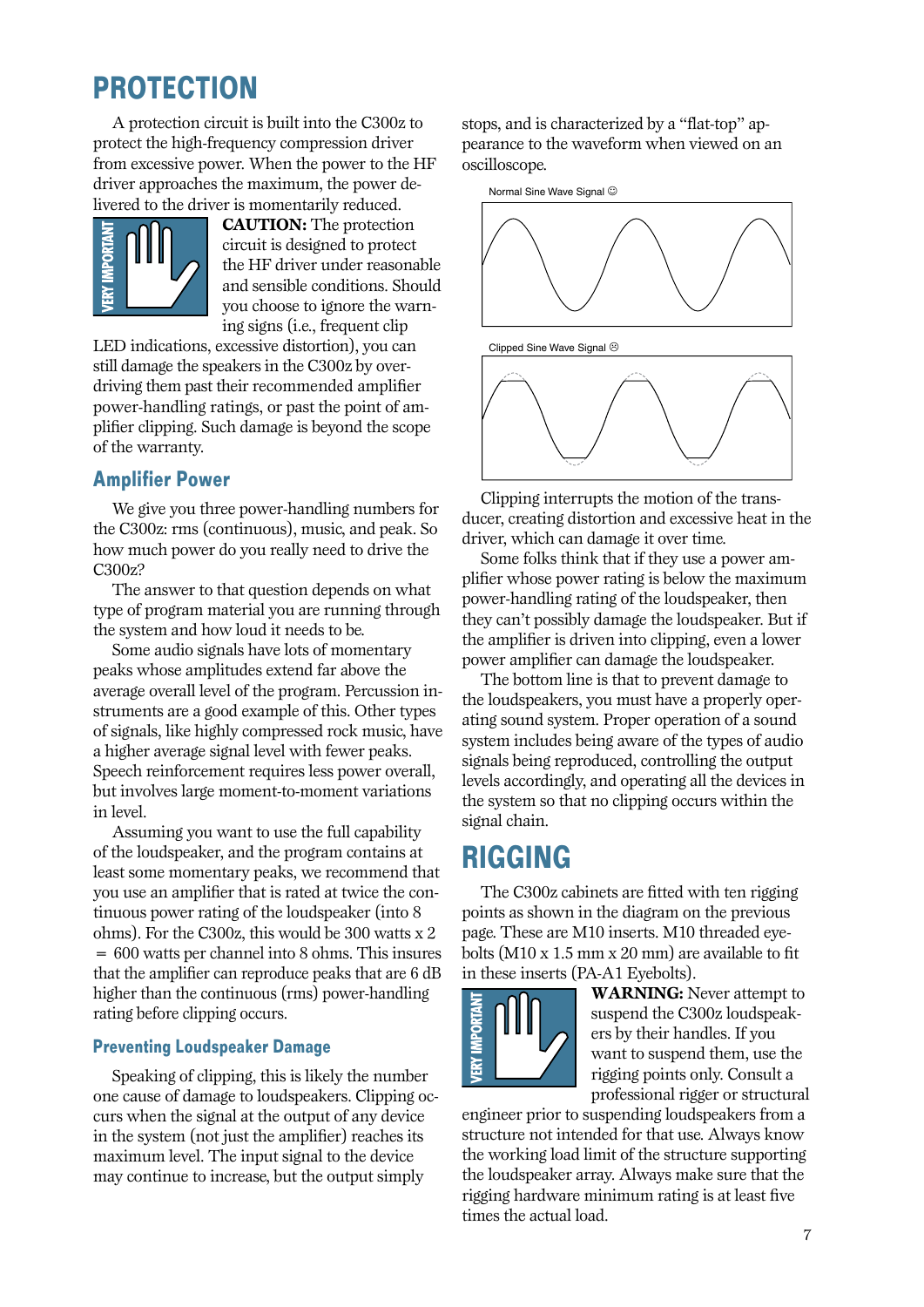# PROTECTION

A protection circuit is built into the C300z to protect the high-frequency compression driver from excessive power. When the power to the HF driver approaches the maximum, the power delivered to the driver is momentarily reduced.

**CAUTION:** The protection circuit is designed to protect the HF driver under reasonable and sensible conditions. Should you choose to ignore the warning signs (i.e., frequent clip LED indications, excessive distortion), you can still damage the speakers in the C300z by overdriving them past their recommended amplifier power-handling ratings, or past the point of amplifier clipping. Such damage is beyond the scope of the warranty.

## Amplifier Power

We give you three power-handling numbers for the C300z: rms (continuous), music, and peak. So how much power do you really need to drive the C300z?

The answer to that question depends on what type of program material you are running through the system and how loud it needs to be.

Some audio signals have lots of momentary peaks whose amplitudes extend far above the average overall level of the program. Percussion instruments are a good example of this. Other types of signals, like highly compressed rock music, have a higher average signal level with fewer peaks. Speech reinforcement requires less power overall, but involves large moment-to-moment variations in level.

Assuming you want to use the full capability of the loudspeaker, and the program contains at least some momentary peaks, we recommend that you use an amplifier that is rated at twice the continuous power rating of the loudspeaker (into 8 ohms). For the C300z, this would be 300 watts x 2 = 600 watts per channel into 8 ohms. This insures that the amplifier can reproduce peaks that are 6 dB higher than the continuous (rms) power-handling rating before clipping occurs.

### Preventing Loudspeaker Damage

Speaking of clipping, this is likely the number one cause of damage to loudspeakers. Clipping occurs when the signal at the output of any device in the system (not just the amplifier) reaches its maximum level. The input signal to the device may continue to increase, but the output simply stops, and is characterized by a "flat-top" appearance to the waveform when viewed on an oscilloscope.

Normal Sine Wave Signal ☺

Clipped Sine Wave Signal ☹

Clipping interrupts the motion of the transducer, creating distortion and excessive heat in the driver, which can damage it over time.

Some folks think that if they use a power amplifier whose power rating is below the maximum power-handling rating of the loudspeaker, then they can't possibly damage the loudspeaker. But if the amplifier is driven into clipping, even a lower power amplifier can damage the loudspeaker.

The bottom line is that to prevent damage to the loudspeakers, you must have a properly operating sound system. Proper operation of a sound system includes being aware of the types of audio signals being reproduced, controlling the output levels accordingly, and operating all the devices in the system so that no clipping occurs within the signal chain.

# RIGGING

The C300z cabinets are fitted with ten rigging points as shown in the diagram on the previous page. These are M10 inserts. M10 threaded eyebolts (M10 x 1.5 mm x 20 mm) are available to fit in these inserts (PA-A1 Eyebolts).

**WARNING:** Never attempt to suspend the C300z loudspeakers by their handles. If you want to suspend them, use the rigging points only. Consult a professional rigger or structural engineer prior to suspending loudspeakers from a structure not intended for that use. Always know the working load limit of the structure supporting the loudspeaker array. Always make sure that the rigging hardware minimum rating is at least five times the actual load.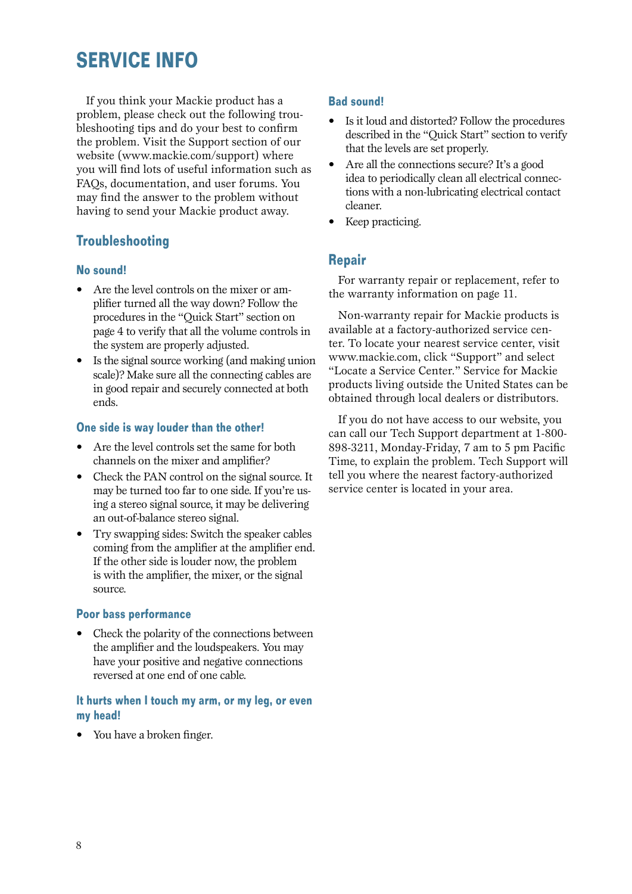# SERVICE INFO

If you think your Mackie product has a problem, please check out the following troubleshooting tips and do your best to confirm the problem. Visit the Support section of our website (www.mackie.com/support) where you will find lots of useful information such as FAQs, documentation, and user forums. You may find the answer to the problem without having to send your Mackie product away.

## Troubleshooting

### No sound!

- Are the level controls on the mixer or amplifier turned all the way down? Follow the procedures in the "Quick Start" section on page 4 to verify that all the volume controls in the system are properly adjusted.
- Is the signal source working (and making union scale)? Make sure all the connecting cables are in good repair and securely connected at both ends.

### One side is way louder than the other!

- Are the level controls set the same for both channels on the mixer and amplifier?
- Check the PAN control on the signal source. It may be turned too far to one side. If you're using a stereo signal source, it may be delivering an out-of-balance stereo signal.
- Try swapping sides: Switch the speaker cables coming from the amplifier at the amplifier end. If the other side is louder now, the problem is with the amplifier, the mixer, or the signal source.

### Poor bass performance

- Check the polarity of the connections between the amplifier and the loudspeakers. You may have your positive and negative connections reversed at one end of one cable.

### It hurts when I touch my arm, or my leg, or even my head!

- You have a broken finger.

### Bad sound!

- Is it loud and distorted? Follow the procedures described in the "Quick Start" section to verify that the levels are set properly.
- Are all the connections secure? It's a good idea to periodically clean all electrical connections with a non-lubricating electrical contact cleaner.
- Keep practicing.

## Repair

For warranty repair or replacement, refer to the warranty information on page 11.

Non-warranty repair for Mackie products is available at a factory-authorized service center. To locate your nearest service center, visit www.mackie.com, click "Support" and select "Locate a Service Center." Service for Mackie products living outside the United States can be obtained through local dealers or distributors.

If you do not have access to our website, you can call our Tech Support department at 1-800-898-3211, Monday-Friday, 7 am to 5 pm Pacific Time, to explain the problem. Tech Support will tell you where the nearest factory-authorized service center is located in your area.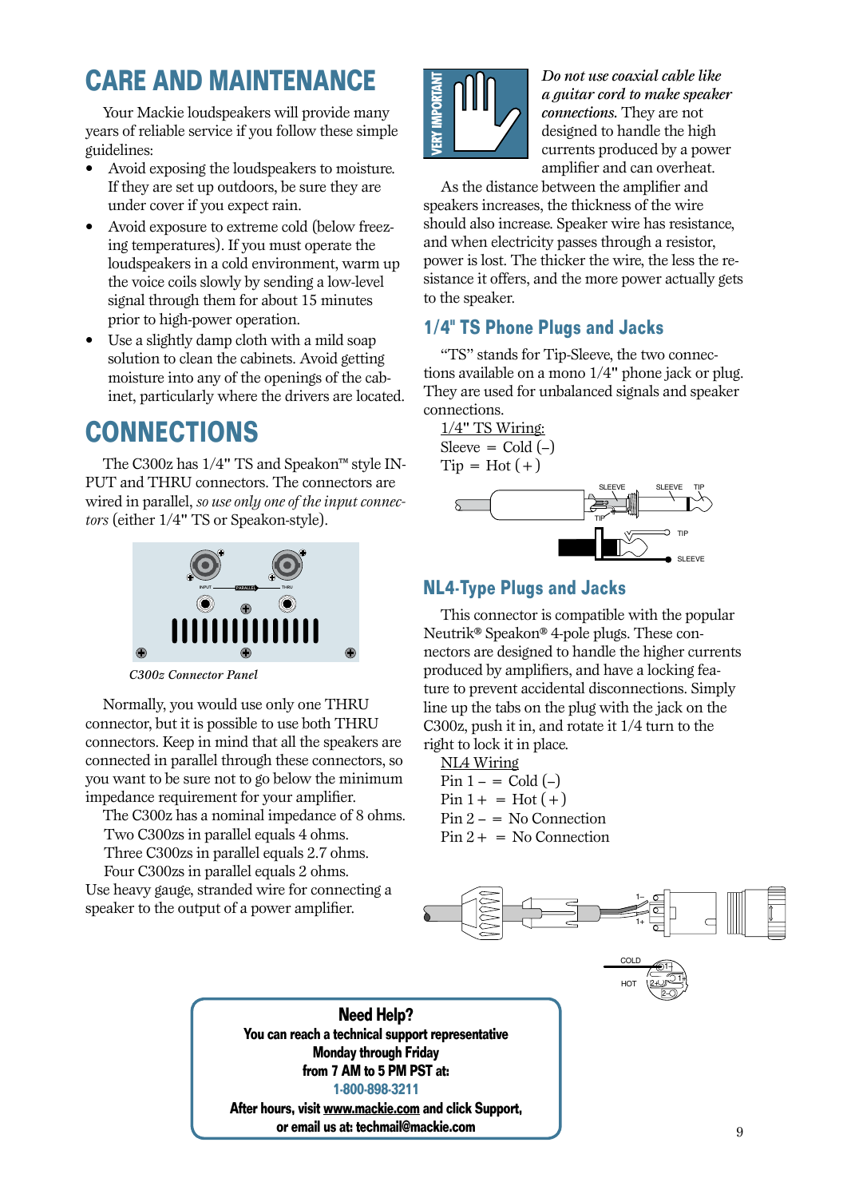# CARE AND MAINTENANCE

Your Mackie loudspeakers will provide many years of reliable service if you follow these simple guidelines:

- Avoid exposing the loudspeakers to moisture. If they are set up outdoors, be sure they are under cover if you expect rain.
- Avoid exposure to extreme cold (below freezing temperatures). If you must operate the loudspeakers in a cold environment, warm up the voice coils slowly by sending a low-level signal through them for about 15 minutes prior to high-power operation.
- Use a slightly damp cloth with a mild soap solution to clean the cabinets. Avoid getting moisture into any of the openings of the cabinet, particularly where the drivers are located.

# CONNECTIONS

The C300z has 1/4" TS and Speakon™ style INPUT and THRU connectors. The connectors are wired in parallel, *so use only one of the input connectors* (either 1/4" TS or Speakon-style).

*C300z Connector Panel*

Normally, you would use only one THRU connector, but it is possible to use both THRU connectors. Keep in mind that all the speakers are connected in parallel through these connectors, so you want to be sure not to go below the minimum impedance requirement for your amplifier.

The C300z has a nominal impedance of 8 ohms.
Two C300zs in parallel equals 4 ohms.
Three C300zs in parallel equals 2.7 ohms.
Four C300zs in parallel equals 2 ohms.

Use heavy gauge, stranded wire for connecting a speaker to the output of a power amplifier.

VERY IMPORTANT

*Do not use coaxial cable like a guitar cord to make speaker connections.* They are not designed to handle the high currents produced by a power amplifier and can overheat.

As the distance between the amplifier and speakers increases, the thickness of the wire should also increase. Speaker wire has resistance, and when electricity passes through a resistor, power is lost. The thicker the wire, the less the resistance it offers, and the more power actually gets to the speaker.

## 1/4" TS Phone Plugs and Jacks

"TS" stands for Tip-Sleeve, the two connections available on a mono 1/4" phone jack or plug. They are used for unbalanced signals and speaker connections.

1/4" TS Wiring:
Sleeve = Cold (–)
Tip = Hot (+)

## NL4-Type Plugs and Jacks

This connector is compatible with the popular Neutrik® Speakon® 4-pole plugs. These connectors are designed to handle the higher currents produced by amplifiers, and have a locking feature to prevent accidental disconnections. Simply line up the tabs on the plug with the jack on the C300z, push it in, and rotate it 1/4 turn to the right to lock it in place.

NL4 Wiring
Pin 1 – = Cold (–)
Pin 1 + = Hot (+)
Pin 2 – = No Connection
Pin 2 + = No Connection

**Need Help?**
**You can reach a technical support representative**
**Monday through Friday**
**from 7 AM to 5 PM PST at:**
**1-800-898-3211**
**After hours, visit www.mackie.com and click Support,**
**or email us at: techmail@mackie.com**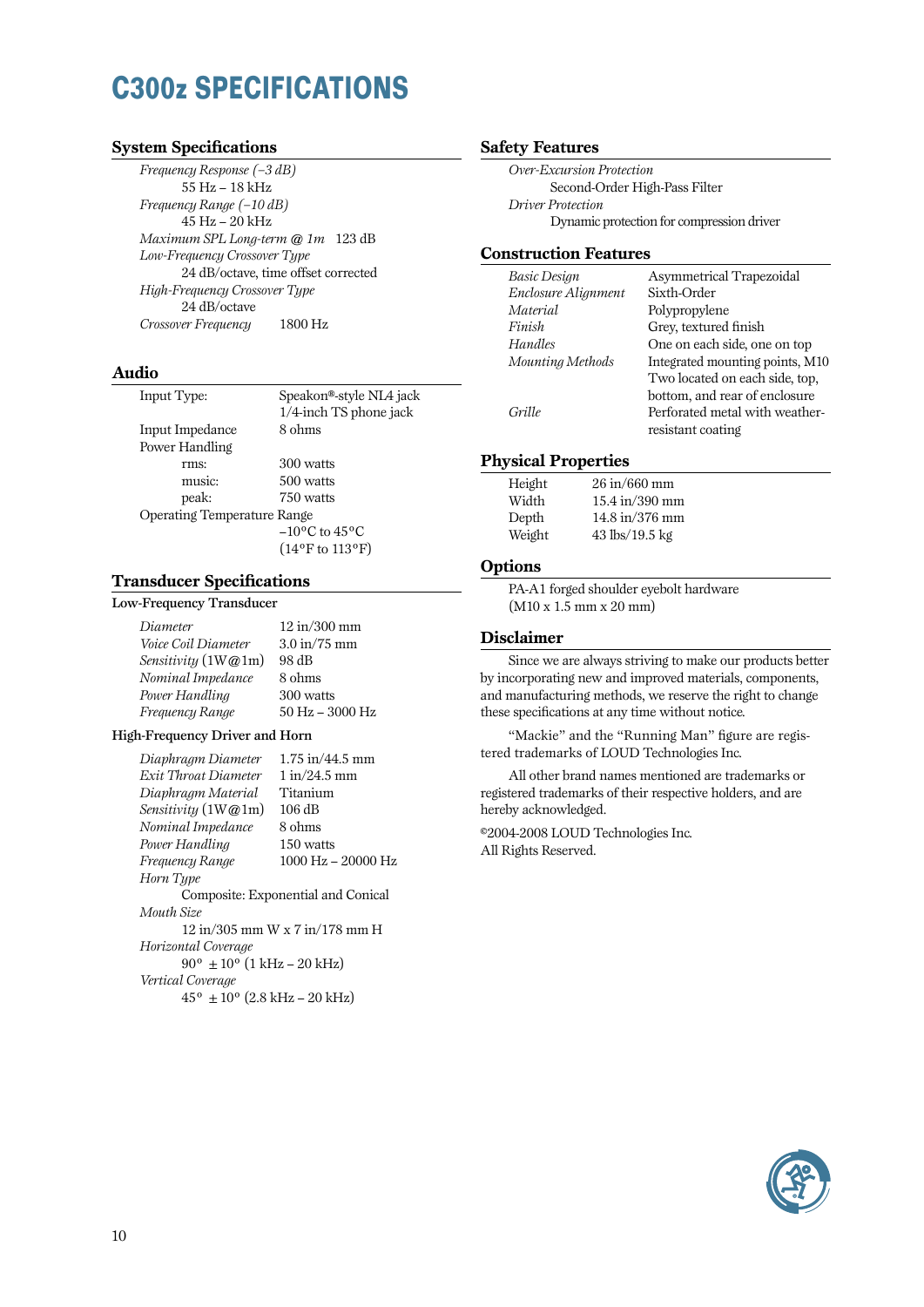# C300z SPECIFICATIONS

## System Specifications

*Frequency Response (–3 dB)*
55 Hz – 18 kHz

*Frequency Range (–10 dB)*
45 Hz – 20 kHz

*Maximum SPL Long-term @ 1m* 123 dB

*Low-Frequency Crossover Type*
24 dB/octave, time offset corrected

*High-Frequency Crossover Type*
24 dB/octave

*Crossover Frequency* 1800 Hz

## Audio

| | |
|---|---|
| Input Type: | Speakon®-style NL4 jack |
| | 1/4-inch TS phone jack |
| Input Impedance | 8 ohms |
| Power Handling | |
| rms: | 300 watts |
| music: | 500 watts |
| peak: | 750 watts |
| Operating Temperature Range | |
| | –10°C to 45°C |
| | (14°F to 113°F) |

## Transducer Specifications

### Low-Frequency Transducer

| | |
|---|---|
| *Diameter* | 12 in/300 mm |
| *Voice Coil Diameter* | 3.0 in/75 mm |
| *Sensitivity* (1W@1m) | 98 dB |
| *Nominal Impedance* | 8 ohms |
| *Power Handling* | 300 watts |
| *Frequency Range* | 50 Hz – 3000 Hz |

### High-Frequency Driver and Horn

| | |
|---|---|
| *Diaphragm Diameter* | 1.75 in/44.5 mm |
| *Exit Throat Diameter* | 1 in/24.5 mm |
| *Diaphragm Material* | Titanium |
| *Sensitivity* (1W@1m) | 106 dB |
| *Nominal Impedance* | 8 ohms |
| *Power Handling* | 150 watts |
| *Frequency Range* | 1000 Hz – 20000 Hz |

*Horn Type*
Composite: Exponential and Conical

*Mouth Size*
12 in/305 mm W x 7 in/178 mm H

*Horizontal Coverage*
90° ± 10° (1 kHz – 20 kHz)

*Vertical Coverage*
45° ± 10° (2.8 kHz – 20 kHz)

## Safety Features

*Over-Excursion Protection*
Second-Order High-Pass Filter

*Driver Protection*
Dynamic protection for compression driver

## Construction Features

| | |
|---|---|
| *Basic Design* | Asymmetrical Trapezoidal |
| *Enclosure Alignment* | Sixth-Order |
| *Material* | Polypropylene |
| *Finish* | Grey, textured finish |
| *Handles* | One on each side, one on top |
| *Mounting Methods* | Integrated mounting points, M10 Two located on each side, top, bottom, and rear of enclosure |
| *Grille* | Perforated metal with weather-resistant coating |

## Physical Properties

| | |
|---|---|
| Height | 26 in/660 mm |
| Width | 15.4 in/390 mm |
| Depth | 14.8 in/376 mm |
| Weight | 43 lbs/19.5 kg |

## Options

PA-A1 forged shoulder eyebolt hardware
(M10 x 1.5 mm x 20 mm)

## Disclaimer

Since we are always striving to make our products better by incorporating new and improved materials, components, and manufacturing methods, we reserve the right to change these specifications at any time without notice.

"Mackie" and the "Running Man" figure are registered trademarks of LOUD Technologies Inc.

All other brand names mentioned are trademarks or registered trademarks of their respective holders, and are hereby acknowledged.

©2004-2008 LOUD Technologies Inc.
All Rights Reserved.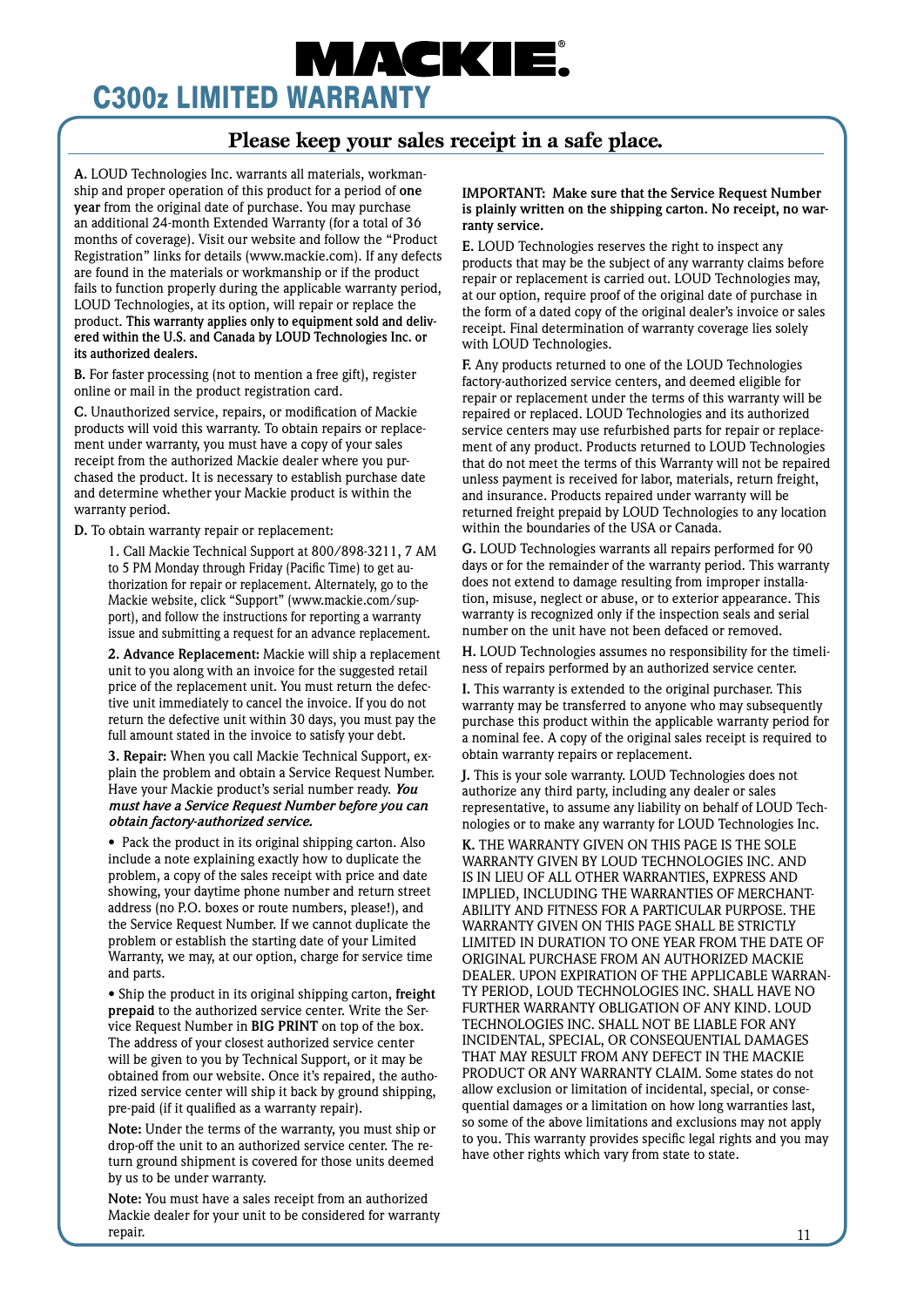MACKIE.

# C300z LIMITED WARRANTY

## Please keep your sales receipt in a safe place.

**A.** LOUD Technologies Inc. warrants all materials, workmanship and proper operation of this product for a period of **one year** from the original date of purchase. You may purchase an additional 24-month Extended Warranty (for a total of 36 months of coverage). Visit our website and follow the "Product Registration" links for details (www.mackie.com). If any defects are found in the materials or workmanship or if the product fails to function properly during the applicable warranty period, LOUD Technologies, at its option, will repair or replace the product. **This warranty applies only to equipment sold and delivered within the U.S. and Canada by LOUD Technologies Inc. or its authorized dealers.**

**B.** For faster processing (not to mention a free gift), register online or mail in the product registration card.

**C.** Unauthorized service, repairs, or modification of Mackie products will void this warranty. To obtain repairs or replacement under warranty, you must have a copy of your sales receipt from the authorized Mackie dealer where you purchased the product. It is necessary to establish purchase date and determine whether your Mackie product is within the warranty period.

**D.** To obtain warranty repair or replacement:

1. Call Mackie Technical Support at 800/898-3211, 7 AM to 5 PM Monday through Friday (Pacific Time) to get authorization for repair or replacement. Alternately, go to the Mackie website, click "Support" (www.mackie.com/support), and follow the instructions for reporting a warranty issue and submitting a request for an advance replacement.

2. **Advance Replacement:** Mackie will ship a replacement unit to you along with an invoice for the suggested retail price of the replacement unit. You must return the defective unit immediately to cancel the invoice. If you do not return the defective unit within 30 days, you must pay the full amount stated in the invoice to satisfy your debt.

3. **Repair:** When you call Mackie Technical Support, explain the problem and obtain a Service Request Number. Have your Mackie product's serial number ready. ***You must have a Service Request Number before you can obtain factory-authorized service.***

- Pack the product in its original shipping carton. Also include a note explaining exactly how to duplicate the problem, a copy of the sales receipt with price and date showing, your daytime phone number and return street address (no P.O. boxes or route numbers, please!), and the Service Request Number. If we cannot duplicate the problem or establish the starting date of your Limited Warranty, we may, at our option, charge for service time and parts.

- Ship the product in its original shipping carton, **freight prepaid** to the authorized service center. Write the Service Request Number in **BIG PRINT** on top of the box. The address of your closest authorized service center will be given to you by Technical Support, or it may be obtained from our website. Once it's repaired, the authorized service center will ship it back by ground shipping, pre-paid (if it qualified as a warranty repair).

**Note:** Under the terms of the warranty, you must ship or drop-off the unit to an authorized service center. The return ground shipment is covered for those units deemed by us to be under warranty.

**Note:** You must have a sales receipt from an authorized Mackie dealer for your unit to be considered for warranty repair.

**IMPORTANT: Make sure that the Service Request Number is plainly written on the shipping carton. No receipt, no warranty service.**

**E.** LOUD Technologies reserves the right to inspect any products that may be the subject of any warranty claims before repair or replacement is carried out. LOUD Technologies may, at our option, require proof of the original date of purchase in the form of a dated copy of the original dealer's invoice or sales receipt. Final determination of warranty coverage lies solely with LOUD Technologies.

**F.** Any products returned to one of the LOUD Technologies factory-authorized service centers, and deemed eligible for repair or replacement under the terms of this warranty will be repaired or replaced. LOUD Technologies and its authorized service centers may use refurbished parts for repair or replacement of any product. Products returned to LOUD Technologies that do not meet the terms of this Warranty will not be repaired unless payment is received for labor, materials, return freight, and insurance. Products repaired under warranty will be returned freight prepaid by LOUD Technologies to any location within the boundaries of the USA or Canada.

**G.** LOUD Technologies warrants all repairs performed for 90 days or for the remainder of the warranty period. This warranty does not extend to damage resulting from improper installation, misuse, neglect or abuse, or to exterior appearance. This warranty is recognized only if the inspection seals and serial number on the unit have not been defaced or removed.

**H.** LOUD Technologies assumes no responsibility for the timeliness of repairs performed by an authorized service center.

**I.** This warranty is extended to the original purchaser. This warranty may be transferred to anyone who may subsequently purchase this product within the applicable warranty period for a nominal fee. A copy of the original sales receipt is required to obtain warranty repairs or replacement.

**J.** This is your sole warranty. LOUD Technologies does not authorize any third party, including any dealer or sales representative, to assume any liability on behalf of LOUD Technologies or to make any warranty for LOUD Technologies Inc.

**K.** THE WARRANTY GIVEN ON THIS PAGE IS THE SOLE WARRANTY GIVEN BY LOUD TECHNOLOGIES INC. AND IS IN LIEU OF ALL OTHER WARRANTIES, EXPRESS AND IMPLIED, INCLUDING THE WARRANTIES OF MERCHANTABILITY AND FITNESS FOR A PARTICULAR PURPOSE. THE WARRANTY GIVEN ON THIS PAGE SHALL BE STRICTLY LIMITED IN DURATION TO ONE YEAR FROM THE DATE OF ORIGINAL PURCHASE FROM AN AUTHORIZED MACKIE DEALER. UPON EXPIRATION OF THE APPLICABLE WARRANTY PERIOD, LOUD TECHNOLOGIES INC. SHALL HAVE NO FURTHER WARRANTY OBLIGATION OF ANY KIND. LOUD TECHNOLOGIES INC. SHALL NOT BE LIABLE FOR ANY INCIDENTAL, SPECIAL, OR CONSEQUENTIAL DAMAGES THAT MAY RESULT FROM ANY DEFECT IN THE MACKIE PRODUCT OR ANY WARRANTY CLAIM. Some states do not allow exclusion or limitation of incidental, special, or consequential damages or a limitation on how long warranties last, so some of the above limitations and exclusions may not apply to you. This warranty provides specific legal rights and you may have other rights which vary from state to state.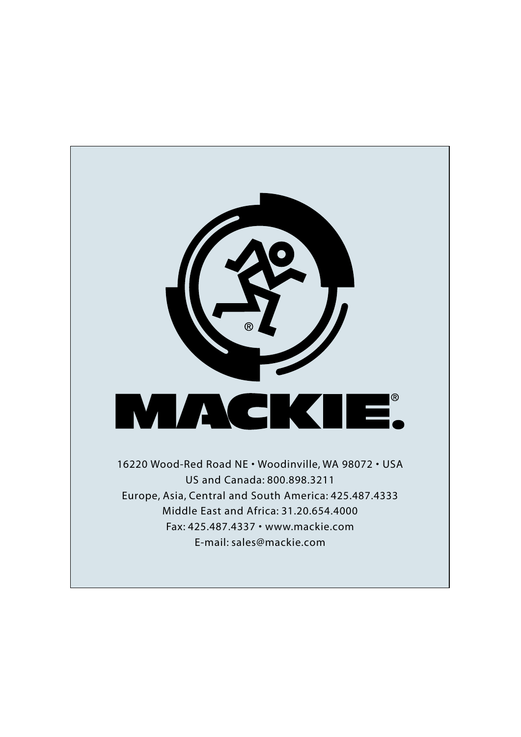MACKIE.®

16220 Wood-Red Road NE • Woodinville, WA 98072 • USA

US and Canada: 800.898.3211

Europe, Asia, Central and South America: 425.487.4333

Middle East and Africa: 31.20.654.4000

Fax: 425.487.4337 • www.mackie.com

E-mail: sales@mackie.com